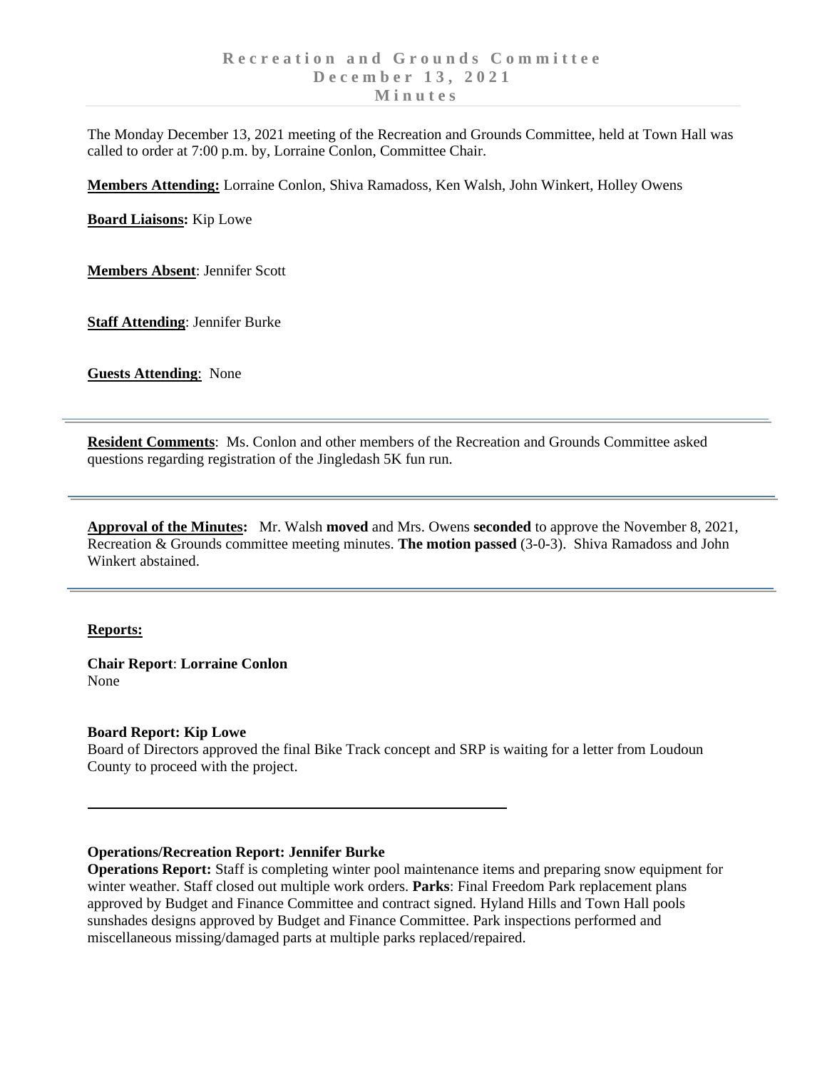# Recreation and Grounds Committee
# December 13, 2021
# Minutes

The Monday December 13, 2021 meeting of the Recreation and Grounds Committee, held at Town Hall was called to order at 7:00 p.m. by, Lorraine Conlon, Committee Chair.

**Members Attending:** Lorraine Conlon, Shiva Ramadoss, Ken Walsh, John Winkert, Holley Owens

**Board Liaisons:** Kip Lowe

**Members Absent**: Jennifer Scott

**Staff Attending**: Jennifer Burke

**Guests Attending**: None

---

**Resident Comments**: Ms. Conlon and other members of the Recreation and Grounds Committee asked questions regarding registration of the Jingledash 5K fun run.

---

**Approval of the Minutes:** Mr. Walsh **moved** and Mrs. Owens **seconded** to approve the November 8, 2021, Recreation & Grounds committee meeting minutes. **The motion passed** (3-0-3). Shiva Ramadoss and John Winkert abstained.

---

**Reports:**

**Chair Report**: **Lorraine Conlon**
None

**Board Report: Kip Lowe**
Board of Directors approved the final Bike Track concept and SRP is waiting for a letter from Loudoun County to proceed with the project.

---

**Operations/Recreation Report: Jennifer Burke**
**Operations Report:** Staff is completing winter pool maintenance items and preparing snow equipment for winter weather. Staff closed out multiple work orders. **Parks**: Final Freedom Park replacement plans approved by Budget and Finance Committee and contract signed. Hyland Hills and Town Hall pools sunshades designs approved by Budget and Finance Committee. Park inspections performed and miscellaneous missing/damaged parts at multiple parks replaced/repaired.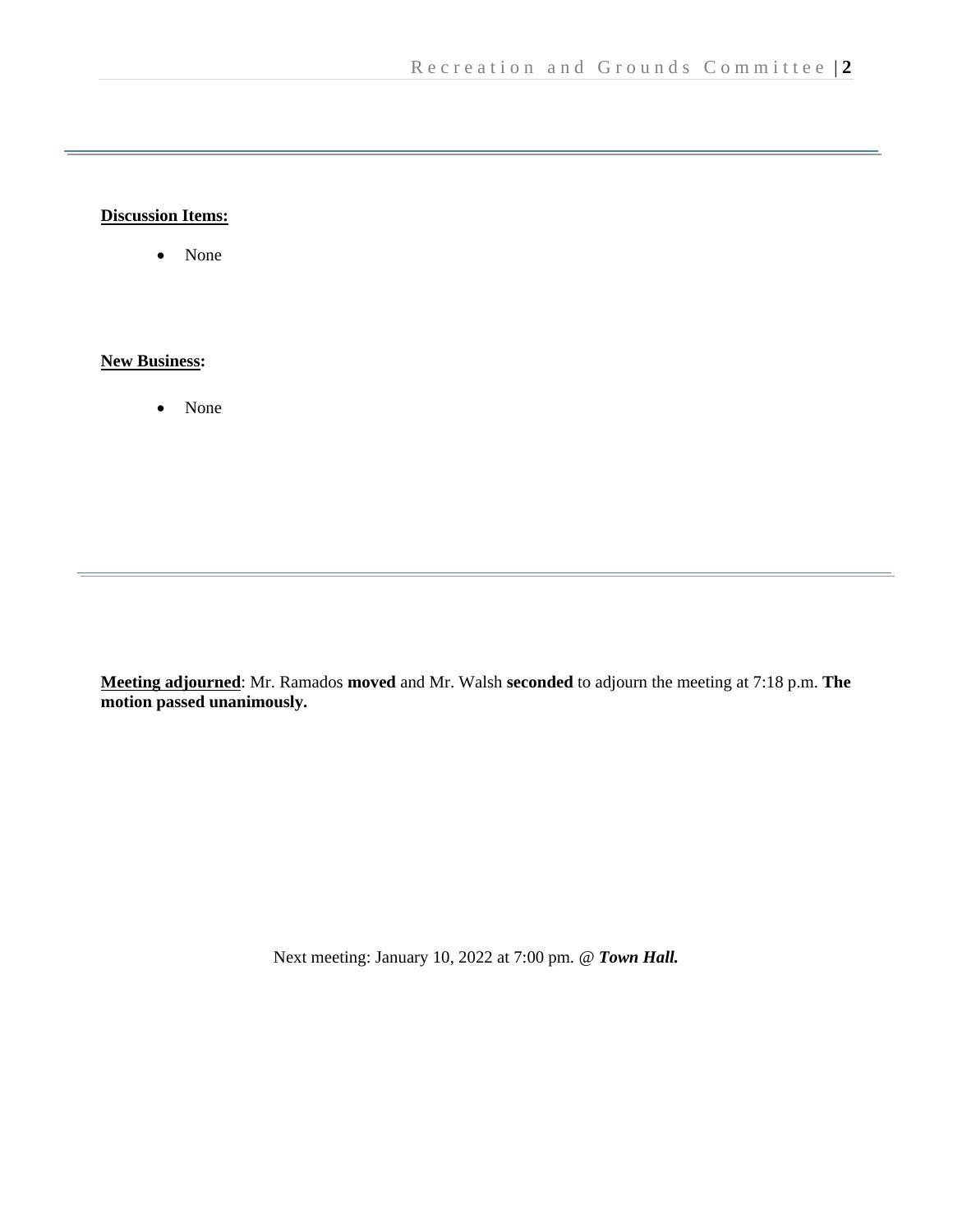**Discussion Items:**

- None

**New Business:**

- None

---

**Meeting adjourned**: Mr. Ramados **moved** and Mr. Walsh **seconded** to adjourn the meeting at 7:18 p.m. **The motion passed unanimously.**

Next meeting: January 10, 2022 at 7:00 pm. @ ***Town Hall.***